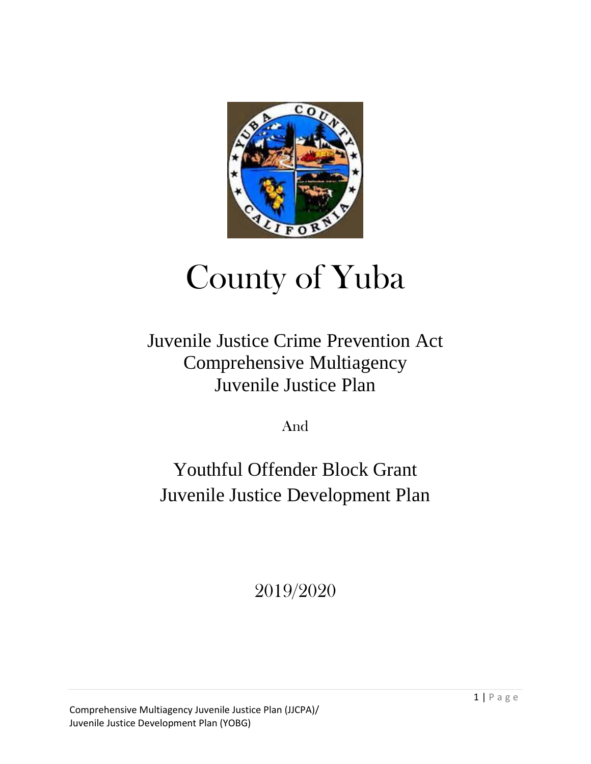# County of Yuba

## Juvenile Justice Crime Prevention Act Comprehensive Multiagency Juvenile Justice Plan

And

## Youthful Offender Block Grant Juvenile Justice Development Plan

2019/2020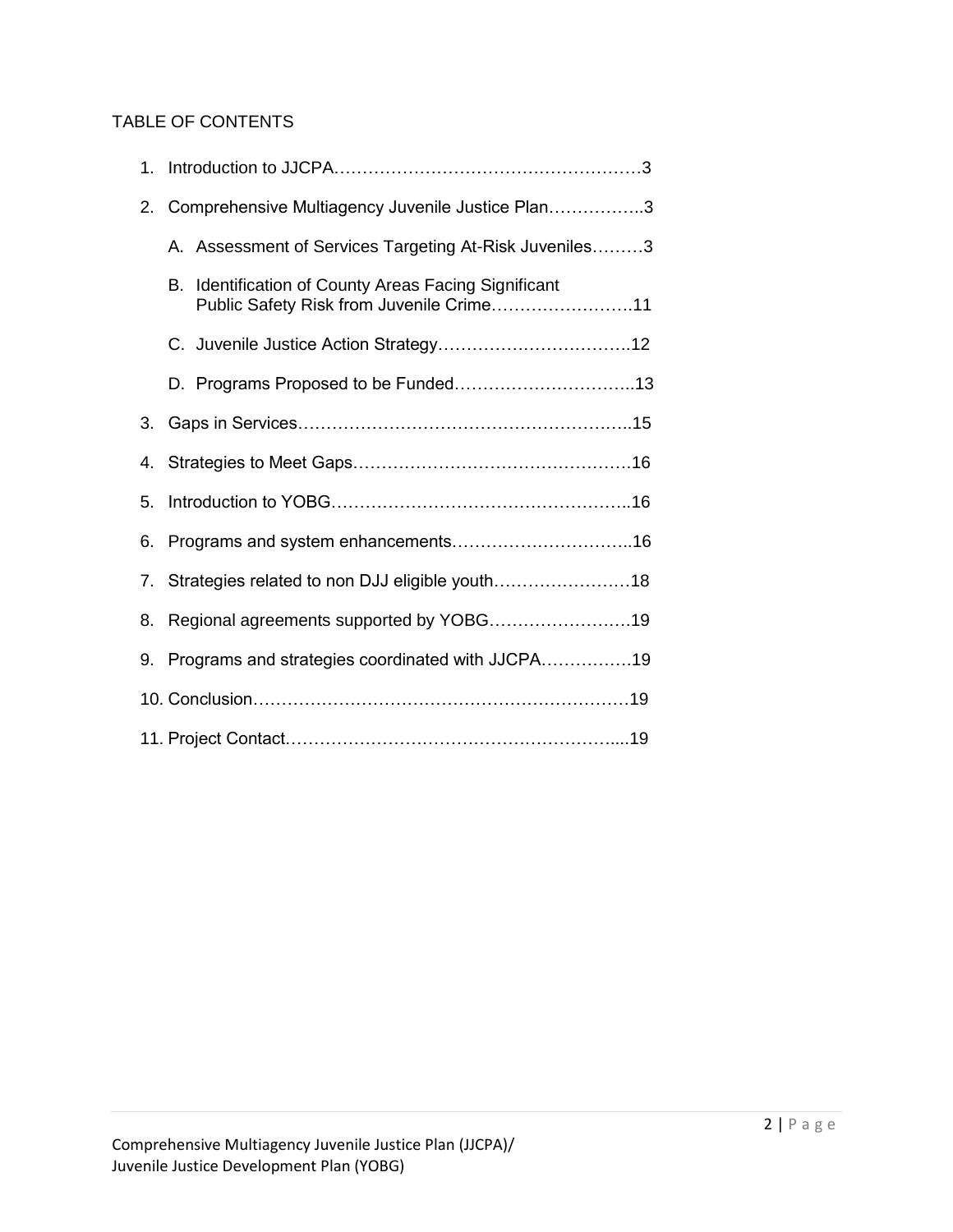TABLE OF CONTENTS

1. Introduction to JJCPA……………………………………………3
2. Comprehensive Multiagency Juvenile Justice Plan……………..3
   A. Assessment of Services Targeting At-Risk Juveniles………3
   B. Identification of County Areas Facing Significant Public Safety Risk from Juvenile Crime…………………….11
   C. Juvenile Justice Action Strategy…………………………….12
   D. Programs Proposed to be Funded…………………………..13
3. Gaps in Services…………………………………………………..15
4. Strategies to Meet Gaps………………………………………….16
5. Introduction to YOBG……………………………………………..16
6. Programs and system enhancements…………………………..16
7. Strategies related to non DJJ eligible youth……………………18
8. Regional agreements supported by YOBG…………………….19
9. Programs and strategies coordinated with JJCPA…………….19
10. Conclusion…………………………………………………………19
11. Project Contact…………………………………………………....19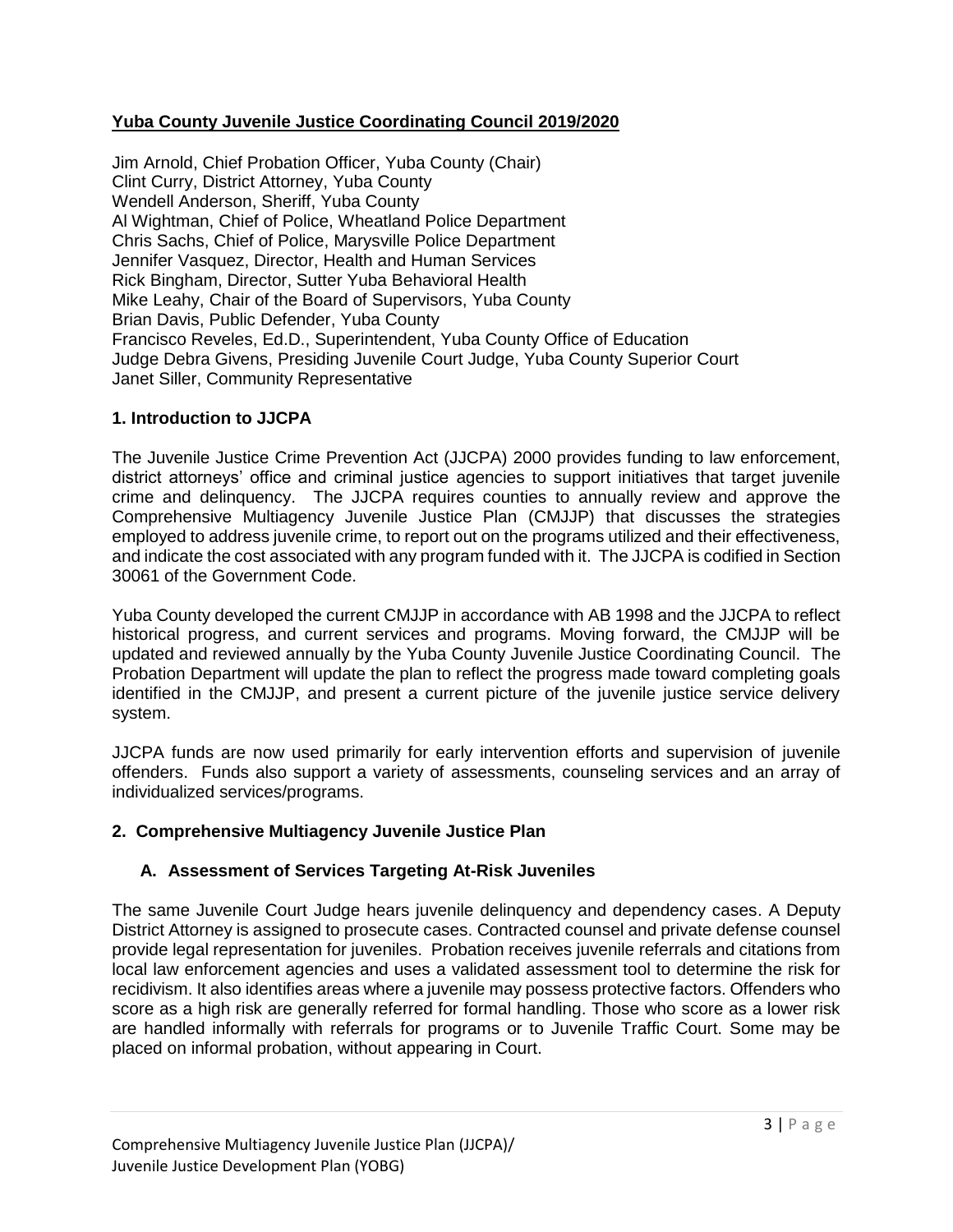**Yuba County Juvenile Justice Coordinating Council 2019/2020**

Jim Arnold, Chief Probation Officer, Yuba County (Chair)
Clint Curry, District Attorney, Yuba County
Wendell Anderson, Sheriff, Yuba County
Al Wightman, Chief of Police, Wheatland Police Department
Chris Sachs, Chief of Police, Marysville Police Department
Jennifer Vasquez, Director, Health and Human Services
Rick Bingham, Director, Sutter Yuba Behavioral Health
Mike Leahy, Chair of the Board of Supervisors, Yuba County
Brian Davis, Public Defender, Yuba County
Francisco Reveles, Ed.D., Superintendent, Yuba County Office of Education
Judge Debra Givens, Presiding Juvenile Court Judge, Yuba County Superior Court
Janet Siller, Community Representative

## 1. Introduction to JJCPA

The Juvenile Justice Crime Prevention Act (JJCPA) 2000 provides funding to law enforcement, district attorneys' office and criminal justice agencies to support initiatives that target juvenile crime and delinquency. The JJCPA requires counties to annually review and approve the Comprehensive Multiagency Juvenile Justice Plan (CMJJP) that discusses the strategies employed to address juvenile crime, to report out on the programs utilized and their effectiveness, and indicate the cost associated with any program funded with it. The JJCPA is codified in Section 30061 of the Government Code.

Yuba County developed the current CMJJP in accordance with AB 1998 and the JJCPA to reflect historical progress, and current services and programs. Moving forward, the CMJJP will be updated and reviewed annually by the Yuba County Juvenile Justice Coordinating Council. The Probation Department will update the plan to reflect the progress made toward completing goals identified in the CMJJP, and present a current picture of the juvenile justice service delivery system.

JJCPA funds are now used primarily for early intervention efforts and supervision of juvenile offenders. Funds also support a variety of assessments, counseling services and an array of individualized services/programs.

## 2. Comprehensive Multiagency Juvenile Justice Plan

### A. Assessment of Services Targeting At-Risk Juveniles

The same Juvenile Court Judge hears juvenile delinquency and dependency cases. A Deputy District Attorney is assigned to prosecute cases. Contracted counsel and private defense counsel provide legal representation for juveniles. Probation receives juvenile referrals and citations from local law enforcement agencies and uses a validated assessment tool to determine the risk for recidivism. It also identifies areas where a juvenile may possess protective factors. Offenders who score as a high risk are generally referred for formal handling. Those who score as a lower risk are handled informally with referrals for programs or to Juvenile Traffic Court. Some may be placed on informal probation, without appearing in Court.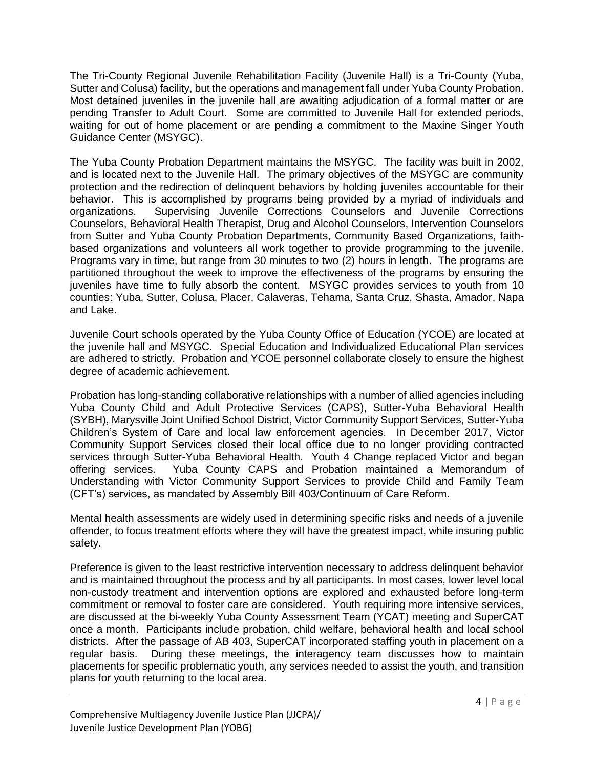The Tri-County Regional Juvenile Rehabilitation Facility (Juvenile Hall) is a Tri-County (Yuba, Sutter and Colusa) facility, but the operations and management fall under Yuba County Probation. Most detained juveniles in the juvenile hall are awaiting adjudication of a formal matter or are pending Transfer to Adult Court. Some are committed to Juvenile Hall for extended periods, waiting for out of home placement or are pending a commitment to the Maxine Singer Youth Guidance Center (MSYGC).

The Yuba County Probation Department maintains the MSYGC. The facility was built in 2002, and is located next to the Juvenile Hall. The primary objectives of the MSYGC are community protection and the redirection of delinquent behaviors by holding juveniles accountable for their behavior. This is accomplished by programs being provided by a myriad of individuals and organizations. Supervising Juvenile Corrections Counselors and Juvenile Corrections Counselors, Behavioral Health Therapist, Drug and Alcohol Counselors, Intervention Counselors from Sutter and Yuba County Probation Departments, Community Based Organizations, faith-based organizations and volunteers all work together to provide programming to the juvenile. Programs vary in time, but range from 30 minutes to two (2) hours in length. The programs are partitioned throughout the week to improve the effectiveness of the programs by ensuring the juveniles have time to fully absorb the content. MSYGC provides services to youth from 10 counties: Yuba, Sutter, Colusa, Placer, Calaveras, Tehama, Santa Cruz, Shasta, Amador, Napa and Lake.

Juvenile Court schools operated by the Yuba County Office of Education (YCOE) are located at the juvenile hall and MSYGC. Special Education and Individualized Educational Plan services are adhered to strictly. Probation and YCOE personnel collaborate closely to ensure the highest degree of academic achievement.

Probation has long-standing collaborative relationships with a number of allied agencies including Yuba County Child and Adult Protective Services (CAPS), Sutter-Yuba Behavioral Health (SYBH), Marysville Joint Unified School District, Victor Community Support Services, Sutter-Yuba Children's System of Care and local law enforcement agencies. In December 2017, Victor Community Support Services closed their local office due to no longer providing contracted services through Sutter-Yuba Behavioral Health. Youth 4 Change replaced Victor and began offering services. Yuba County CAPS and Probation maintained a Memorandum of Understanding with Victor Community Support Services to provide Child and Family Team (CFT's) services, as mandated by Assembly Bill 403/Continuum of Care Reform.

Mental health assessments are widely used in determining specific risks and needs of a juvenile offender, to focus treatment efforts where they will have the greatest impact, while insuring public safety.

Preference is given to the least restrictive intervention necessary to address delinquent behavior and is maintained throughout the process and by all participants. In most cases, lower level local non-custody treatment and intervention options are explored and exhausted before long-term commitment or removal to foster care are considered. Youth requiring more intensive services, are discussed at the bi-weekly Yuba County Assessment Team (YCAT) meeting and SuperCAT once a month. Participants include probation, child welfare, behavioral health and local school districts. After the passage of AB 403, SuperCAT incorporated staffing youth in placement on a regular basis. During these meetings, the interagency team discusses how to maintain placements for specific problematic youth, any services needed to assist the youth, and transition plans for youth returning to the local area.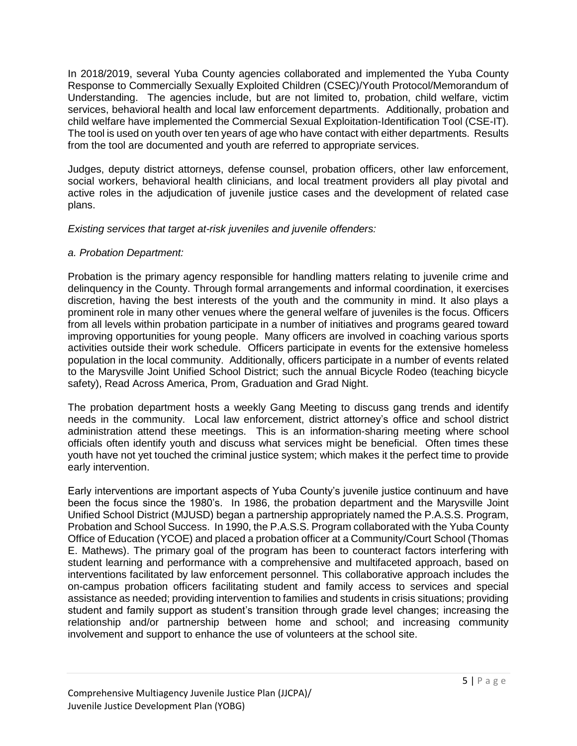In 2018/2019, several Yuba County agencies collaborated and implemented the Yuba County Response to Commercially Sexually Exploited Children (CSEC)/Youth Protocol/Memorandum of Understanding. The agencies include, but are not limited to, probation, child welfare, victim services, behavioral health and local law enforcement departments. Additionally, probation and child welfare have implemented the Commercial Sexual Exploitation-Identification Tool (CSE-IT). The tool is used on youth over ten years of age who have contact with either departments. Results from the tool are documented and youth are referred to appropriate services.

Judges, deputy district attorneys, defense counsel, probation officers, other law enforcement, social workers, behavioral health clinicians, and local treatment providers all play pivotal and active roles in the adjudication of juvenile justice cases and the development of related case plans.

*Existing services that target at-risk juveniles and juvenile offenders:*

*a. Probation Department:*

Probation is the primary agency responsible for handling matters relating to juvenile crime and delinquency in the County. Through formal arrangements and informal coordination, it exercises discretion, having the best interests of the youth and the community in mind. It also plays a prominent role in many other venues where the general welfare of juveniles is the focus. Officers from all levels within probation participate in a number of initiatives and programs geared toward improving opportunities for young people. Many officers are involved in coaching various sports activities outside their work schedule. Officers participate in events for the extensive homeless population in the local community. Additionally, officers participate in a number of events related to the Marysville Joint Unified School District; such the annual Bicycle Rodeo (teaching bicycle safety), Read Across America, Prom, Graduation and Grad Night.

The probation department hosts a weekly Gang Meeting to discuss gang trends and identify needs in the community. Local law enforcement, district attorney's office and school district administration attend these meetings. This is an information-sharing meeting where school officials often identify youth and discuss what services might be beneficial. Often times these youth have not yet touched the criminal justice system; which makes it the perfect time to provide early intervention.

Early interventions are important aspects of Yuba County's juvenile justice continuum and have been the focus since the 1980's. In 1986, the probation department and the Marysville Joint Unified School District (MJUSD) began a partnership appropriately named the P.A.S.S. Program, Probation and School Success. In 1990, the P.A.S.S. Program collaborated with the Yuba County Office of Education (YCOE) and placed a probation officer at a Community/Court School (Thomas E. Mathews). The primary goal of the program has been to counteract factors interfering with student learning and performance with a comprehensive and multifaceted approach, based on interventions facilitated by law enforcement personnel. This collaborative approach includes the on-campus probation officers facilitating student and family access to services and special assistance as needed; providing intervention to families and students in crisis situations; providing student and family support as student's transition through grade level changes; increasing the relationship and/or partnership between home and school; and increasing community involvement and support to enhance the use of volunteers at the school site.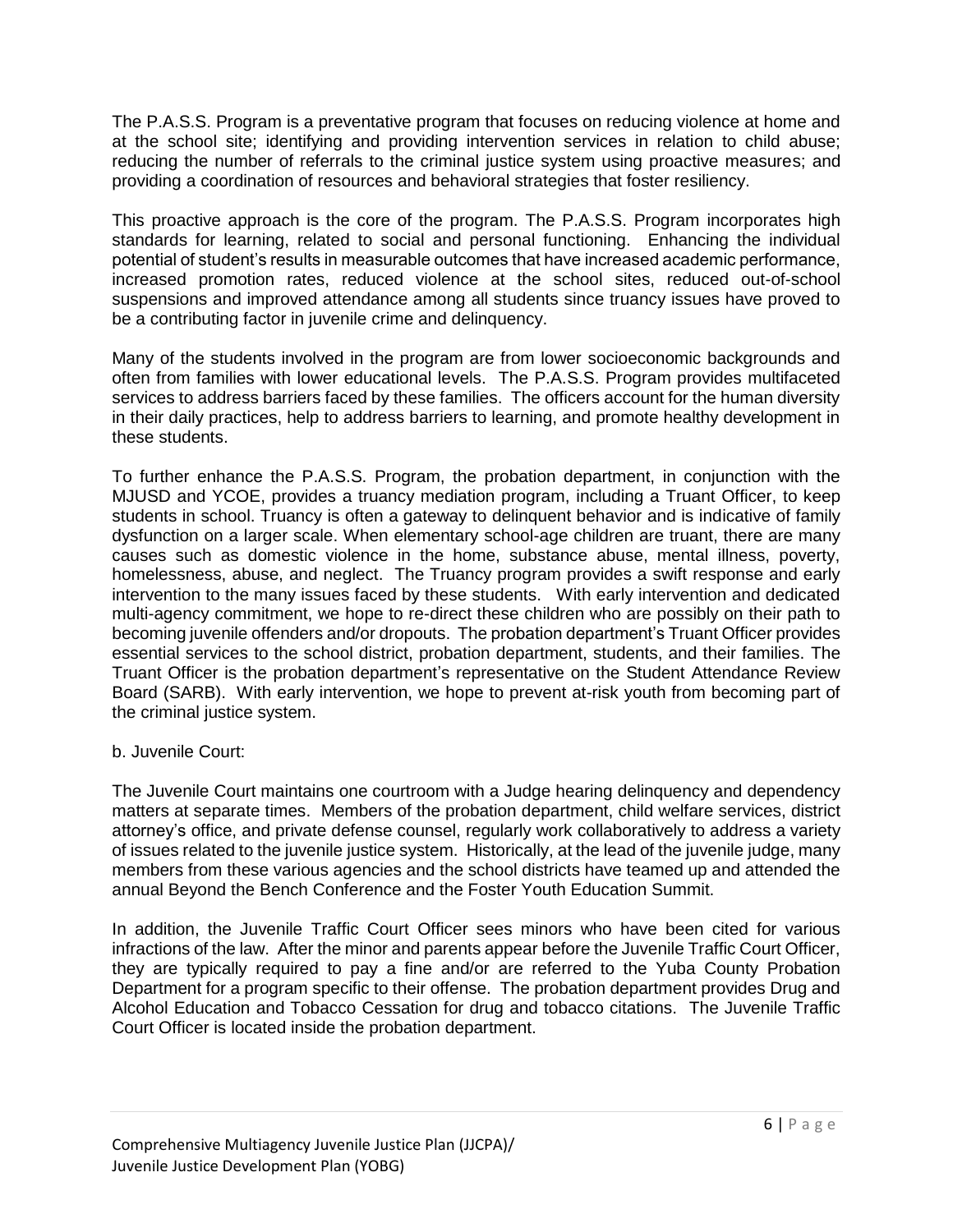The P.A.S.S. Program is a preventative program that focuses on reducing violence at home and at the school site; identifying and providing intervention services in relation to child abuse; reducing the number of referrals to the criminal justice system using proactive measures; and providing a coordination of resources and behavioral strategies that foster resiliency.

This proactive approach is the core of the program. The P.A.S.S. Program incorporates high standards for learning, related to social and personal functioning. Enhancing the individual potential of student's results in measurable outcomes that have increased academic performance, increased promotion rates, reduced violence at the school sites, reduced out-of-school suspensions and improved attendance among all students since truancy issues have proved to be a contributing factor in juvenile crime and delinquency.

Many of the students involved in the program are from lower socioeconomic backgrounds and often from families with lower educational levels. The P.A.S.S. Program provides multifaceted services to address barriers faced by these families. The officers account for the human diversity in their daily practices, help to address barriers to learning, and promote healthy development in these students.

To further enhance the P.A.S.S. Program, the probation department, in conjunction with the MJUSD and YCOE, provides a truancy mediation program, including a Truant Officer, to keep students in school. Truancy is often a gateway to delinquent behavior and is indicative of family dysfunction on a larger scale. When elementary school-age children are truant, there are many causes such as domestic violence in the home, substance abuse, mental illness, poverty, homelessness, abuse, and neglect. The Truancy program provides a swift response and early intervention to the many issues faced by these students. With early intervention and dedicated multi-agency commitment, we hope to re-direct these children who are possibly on their path to becoming juvenile offenders and/or dropouts. The probation department's Truant Officer provides essential services to the school district, probation department, students, and their families. The Truant Officer is the probation department's representative on the Student Attendance Review Board (SARB). With early intervention, we hope to prevent at-risk youth from becoming part of the criminal justice system.

b. Juvenile Court:

The Juvenile Court maintains one courtroom with a Judge hearing delinquency and dependency matters at separate times. Members of the probation department, child welfare services, district attorney's office, and private defense counsel, regularly work collaboratively to address a variety of issues related to the juvenile justice system. Historically, at the lead of the juvenile judge, many members from these various agencies and the school districts have teamed up and attended the annual Beyond the Bench Conference and the Foster Youth Education Summit.

In addition, the Juvenile Traffic Court Officer sees minors who have been cited for various infractions of the law. After the minor and parents appear before the Juvenile Traffic Court Officer, they are typically required to pay a fine and/or are referred to the Yuba County Probation Department for a program specific to their offense. The probation department provides Drug and Alcohol Education and Tobacco Cessation for drug and tobacco citations. The Juvenile Traffic Court Officer is located inside the probation department.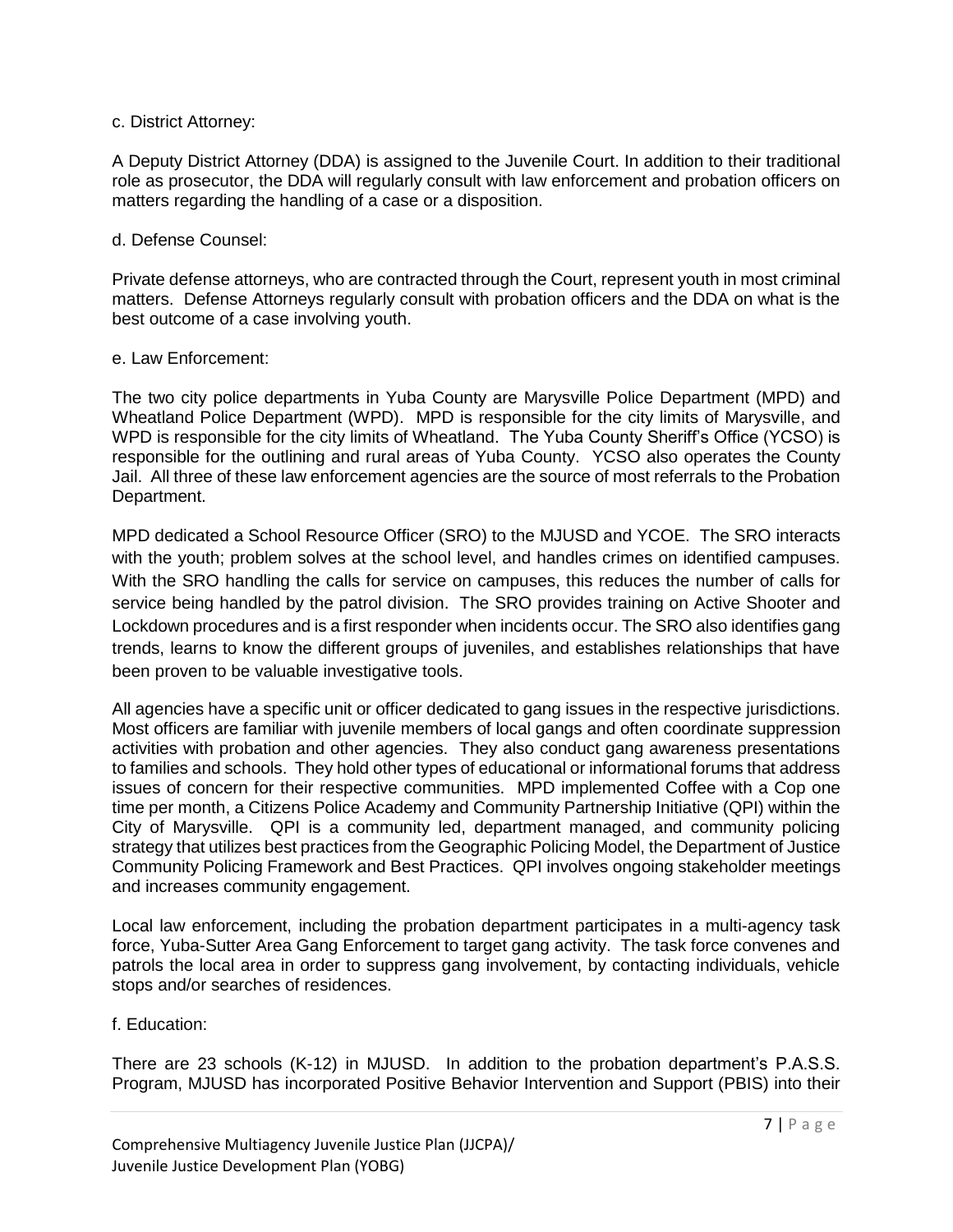c. District Attorney:

A Deputy District Attorney (DDA) is assigned to the Juvenile Court. In addition to their traditional role as prosecutor, the DDA will regularly consult with law enforcement and probation officers on matters regarding the handling of a case or a disposition.

d. Defense Counsel:

Private defense attorneys, who are contracted through the Court, represent youth in most criminal matters. Defense Attorneys regularly consult with probation officers and the DDA on what is the best outcome of a case involving youth.

e. Law Enforcement:

The two city police departments in Yuba County are Marysville Police Department (MPD) and Wheatland Police Department (WPD). MPD is responsible for the city limits of Marysville, and WPD is responsible for the city limits of Wheatland. The Yuba County Sheriff's Office (YCSO) is responsible for the outlining and rural areas of Yuba County. YCSO also operates the County Jail. All three of these law enforcement agencies are the source of most referrals to the Probation Department.

MPD dedicated a School Resource Officer (SRO) to the MJUSD and YCOE. The SRO interacts with the youth; problem solves at the school level, and handles crimes on identified campuses. With the SRO handling the calls for service on campuses, this reduces the number of calls for service being handled by the patrol division. The SRO provides training on Active Shooter and Lockdown procedures and is a first responder when incidents occur. The SRO also identifies gang trends, learns to know the different groups of juveniles, and establishes relationships that have been proven to be valuable investigative tools.

All agencies have a specific unit or officer dedicated to gang issues in the respective jurisdictions. Most officers are familiar with juvenile members of local gangs and often coordinate suppression activities with probation and other agencies. They also conduct gang awareness presentations to families and schools. They hold other types of educational or informational forums that address issues of concern for their respective communities. MPD implemented Coffee with a Cop one time per month, a Citizens Police Academy and Community Partnership Initiative (QPI) within the City of Marysville. QPI is a community led, department managed, and community policing strategy that utilizes best practices from the Geographic Policing Model, the Department of Justice Community Policing Framework and Best Practices. QPI involves ongoing stakeholder meetings and increases community engagement.

Local law enforcement, including the probation department participates in a multi-agency task force, Yuba-Sutter Area Gang Enforcement to target gang activity. The task force convenes and patrols the local area in order to suppress gang involvement, by contacting individuals, vehicle stops and/or searches of residences.

f. Education:

There are 23 schools (K-12) in MJUSD. In addition to the probation department's P.A.S.S. Program, MJUSD has incorporated Positive Behavior Intervention and Support (PBIS) into their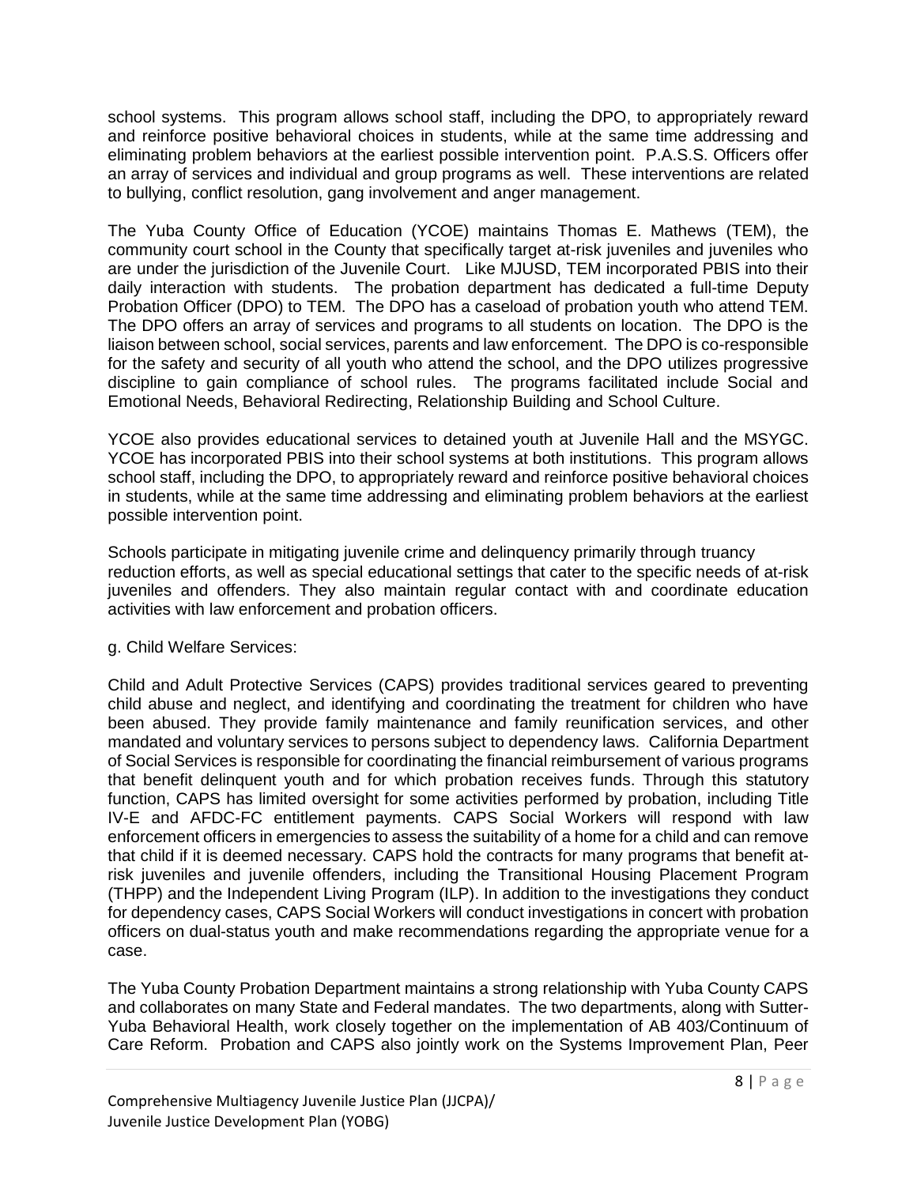school systems. This program allows school staff, including the DPO, to appropriately reward and reinforce positive behavioral choices in students, while at the same time addressing and eliminating problem behaviors at the earliest possible intervention point. P.A.S.S. Officers offer an array of services and individual and group programs as well. These interventions are related to bullying, conflict resolution, gang involvement and anger management.

The Yuba County Office of Education (YCOE) maintains Thomas E. Mathews (TEM), the community court school in the County that specifically target at-risk juveniles and juveniles who are under the jurisdiction of the Juvenile Court. Like MJUSD, TEM incorporated PBIS into their daily interaction with students. The probation department has dedicated a full-time Deputy Probation Officer (DPO) to TEM. The DPO has a caseload of probation youth who attend TEM. The DPO offers an array of services and programs to all students on location. The DPO is the liaison between school, social services, parents and law enforcement. The DPO is co-responsible for the safety and security of all youth who attend the school, and the DPO utilizes progressive discipline to gain compliance of school rules. The programs facilitated include Social and Emotional Needs, Behavioral Redirecting, Relationship Building and School Culture.

YCOE also provides educational services to detained youth at Juvenile Hall and the MSYGC. YCOE has incorporated PBIS into their school systems at both institutions. This program allows school staff, including the DPO, to appropriately reward and reinforce positive behavioral choices in students, while at the same time addressing and eliminating problem behaviors at the earliest possible intervention point.

Schools participate in mitigating juvenile crime and delinquency primarily through truancy reduction efforts, as well as special educational settings that cater to the specific needs of at-risk juveniles and offenders. They also maintain regular contact with and coordinate education activities with law enforcement and probation officers.

g. Child Welfare Services:

Child and Adult Protective Services (CAPS) provides traditional services geared to preventing child abuse and neglect, and identifying and coordinating the treatment for children who have been abused. They provide family maintenance and family reunification services, and other mandated and voluntary services to persons subject to dependency laws. California Department of Social Services is responsible for coordinating the financial reimbursement of various programs that benefit delinquent youth and for which probation receives funds. Through this statutory function, CAPS has limited oversight for some activities performed by probation, including Title IV-E and AFDC-FC entitlement payments. CAPS Social Workers will respond with law enforcement officers in emergencies to assess the suitability of a home for a child and can remove that child if it is deemed necessary. CAPS hold the contracts for many programs that benefit at-risk juveniles and juvenile offenders, including the Transitional Housing Placement Program (THPP) and the Independent Living Program (ILP). In addition to the investigations they conduct for dependency cases, CAPS Social Workers will conduct investigations in concert with probation officers on dual-status youth and make recommendations regarding the appropriate venue for a case.

The Yuba County Probation Department maintains a strong relationship with Yuba County CAPS and collaborates on many State and Federal mandates. The two departments, along with Sutter-Yuba Behavioral Health, work closely together on the implementation of AB 403/Continuum of Care Reform. Probation and CAPS also jointly work on the Systems Improvement Plan, Peer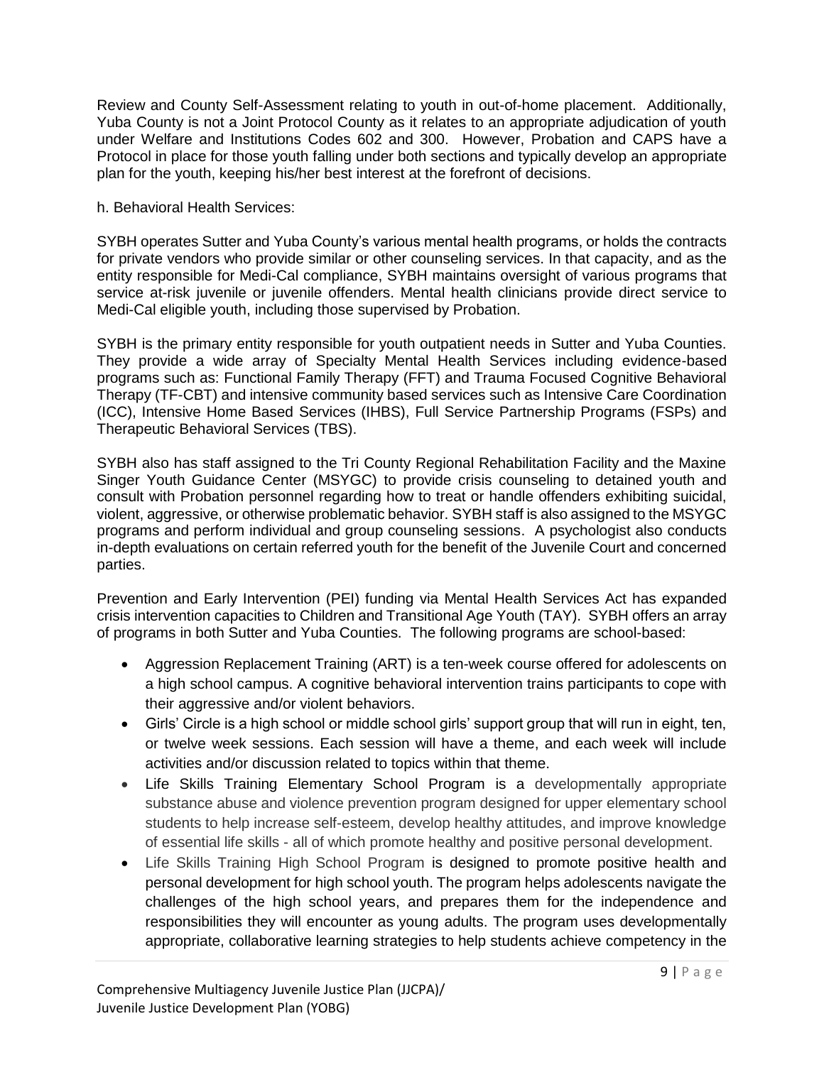Review and County Self-Assessment relating to youth in out-of-home placement. Additionally, Yuba County is not a Joint Protocol County as it relates to an appropriate adjudication of youth under Welfare and Institutions Codes 602 and 300. However, Probation and CAPS have a Protocol in place for those youth falling under both sections and typically develop an appropriate plan for the youth, keeping his/her best interest at the forefront of decisions.

h. Behavioral Health Services:

SYBH operates Sutter and Yuba County's various mental health programs, or holds the contracts for private vendors who provide similar or other counseling services. In that capacity, and as the entity responsible for Medi-Cal compliance, SYBH maintains oversight of various programs that service at-risk juvenile or juvenile offenders. Mental health clinicians provide direct service to Medi-Cal eligible youth, including those supervised by Probation.

SYBH is the primary entity responsible for youth outpatient needs in Sutter and Yuba Counties. They provide a wide array of Specialty Mental Health Services including evidence-based programs such as: Functional Family Therapy (FFT) and Trauma Focused Cognitive Behavioral Therapy (TF-CBT) and intensive community based services such as Intensive Care Coordination (ICC), Intensive Home Based Services (IHBS), Full Service Partnership Programs (FSPs) and Therapeutic Behavioral Services (TBS).

SYBH also has staff assigned to the Tri County Regional Rehabilitation Facility and the Maxine Singer Youth Guidance Center (MSYGC) to provide crisis counseling to detained youth and consult with Probation personnel regarding how to treat or handle offenders exhibiting suicidal, violent, aggressive, or otherwise problematic behavior. SYBH staff is also assigned to the MSYGC programs and perform individual and group counseling sessions. A psychologist also conducts in-depth evaluations on certain referred youth for the benefit of the Juvenile Court and concerned parties.

Prevention and Early Intervention (PEI) funding via Mental Health Services Act has expanded crisis intervention capacities to Children and Transitional Age Youth (TAY). SYBH offers an array of programs in both Sutter and Yuba Counties. The following programs are school-based:

- Aggression Replacement Training (ART) is a ten-week course offered for adolescents on a high school campus. A cognitive behavioral intervention trains participants to cope with their aggressive and/or violent behaviors.
- Girls' Circle is a high school or middle school girls' support group that will run in eight, ten, or twelve week sessions. Each session will have a theme, and each week will include activities and/or discussion related to topics within that theme.
- Life Skills Training Elementary School Program is a developmentally appropriate substance abuse and violence prevention program designed for upper elementary school students to help increase self-esteem, develop healthy attitudes, and improve knowledge of essential life skills - all of which promote healthy and positive personal development.
- Life Skills Training High School Program is designed to promote positive health and personal development for high school youth. The program helps adolescents navigate the challenges of the high school years, and prepares them for the independence and responsibilities they will encounter as young adults. The program uses developmentally appropriate, collaborative learning strategies to help students achieve competency in the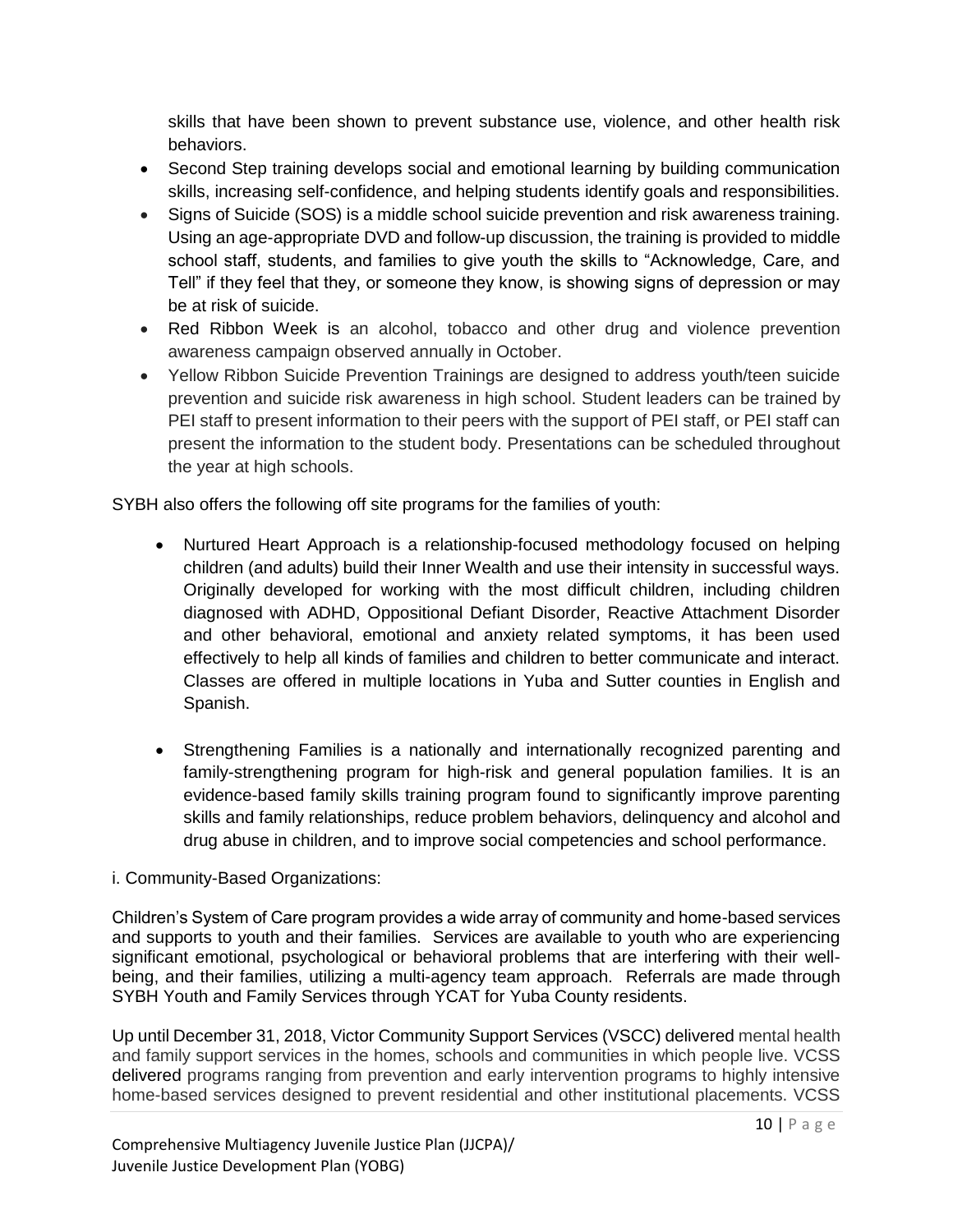skills that have been shown to prevent substance use, violence, and other health risk behaviors.

- Second Step training develops social and emotional learning by building communication skills, increasing self-confidence, and helping students identify goals and responsibilities.
- Signs of Suicide (SOS) is a middle school suicide prevention and risk awareness training. Using an age-appropriate DVD and follow-up discussion, the training is provided to middle school staff, students, and families to give youth the skills to "Acknowledge, Care, and Tell" if they feel that they, or someone they know, is showing signs of depression or may be at risk of suicide.
- Red Ribbon Week is an alcohol, tobacco and other drug and violence prevention awareness campaign observed annually in October.
- Yellow Ribbon Suicide Prevention Trainings are designed to address youth/teen suicide prevention and suicide risk awareness in high school. Student leaders can be trained by PEI staff to present information to their peers with the support of PEI staff, or PEI staff can present the information to the student body. Presentations can be scheduled throughout the year at high schools.

SYBH also offers the following off site programs for the families of youth:

- Nurtured Heart Approach is a relationship-focused methodology focused on helping children (and adults) build their Inner Wealth and use their intensity in successful ways. Originally developed for working with the most difficult children, including children diagnosed with ADHD, Oppositional Defiant Disorder, Reactive Attachment Disorder and other behavioral, emotional and anxiety related symptoms, it has been used effectively to help all kinds of families and children to better communicate and interact. Classes are offered in multiple locations in Yuba and Sutter counties in English and Spanish.

- Strengthening Families is a nationally and internationally recognized parenting and family-strengthening program for high-risk and general population families. It is an evidence-based family skills training program found to significantly improve parenting skills and family relationships, reduce problem behaviors, delinquency and alcohol and drug abuse in children, and to improve social competencies and school performance.

i. Community-Based Organizations:

Children's System of Care program provides a wide array of community and home-based services and supports to youth and their families. Services are available to youth who are experiencing significant emotional, psychological or behavioral problems that are interfering with their well-being, and their families, utilizing a multi-agency team approach. Referrals are made through SYBH Youth and Family Services through YCAT for Yuba County residents.

Up until December 31, 2018, Victor Community Support Services (VSCC) delivered mental health and family support services in the homes, schools and communities in which people live. VCSS delivered programs ranging from prevention and early intervention programs to highly intensive home-based services designed to prevent residential and other institutional placements. VCSS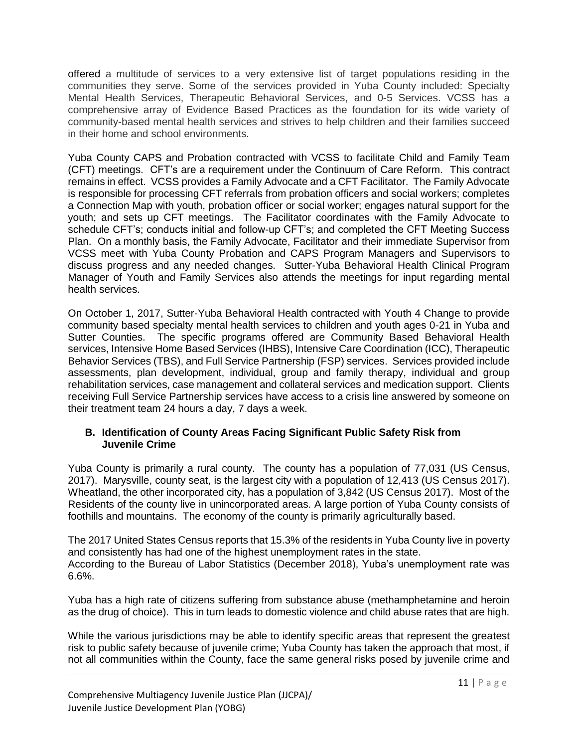offered a multitude of services to a very extensive list of target populations residing in the communities they serve. Some of the services provided in Yuba County included: Specialty Mental Health Services, Therapeutic Behavioral Services, and 0-5 Services. VCSS has a comprehensive array of Evidence Based Practices as the foundation for its wide variety of community-based mental health services and strives to help children and their families succeed in their home and school environments.

Yuba County CAPS and Probation contracted with VCSS to facilitate Child and Family Team (CFT) meetings. CFT's are a requirement under the Continuum of Care Reform. This contract remains in effect. VCSS provides a Family Advocate and a CFT Facilitator. The Family Advocate is responsible for processing CFT referrals from probation officers and social workers; completes a Connection Map with youth, probation officer or social worker; engages natural support for the youth; and sets up CFT meetings. The Facilitator coordinates with the Family Advocate to schedule CFT's; conducts initial and follow-up CFT's; and completed the CFT Meeting Success Plan. On a monthly basis, the Family Advocate, Facilitator and their immediate Supervisor from VCSS meet with Yuba County Probation and CAPS Program Managers and Supervisors to discuss progress and any needed changes. Sutter-Yuba Behavioral Health Clinical Program Manager of Youth and Family Services also attends the meetings for input regarding mental health services.

On October 1, 2017, Sutter-Yuba Behavioral Health contracted with Youth 4 Change to provide community based specialty mental health services to children and youth ages 0-21 in Yuba and Sutter Counties. The specific programs offered are Community Based Behavioral Health services, Intensive Home Based Services (IHBS), Intensive Care Coordination (ICC), Therapeutic Behavior Services (TBS), and Full Service Partnership (FSP) services. Services provided include assessments, plan development, individual, group and family therapy, individual and group rehabilitation services, case management and collateral services and medication support. Clients receiving Full Service Partnership services have access to a crisis line answered by someone on their treatment team 24 hours a day, 7 days a week.

### B. Identification of County Areas Facing Significant Public Safety Risk from Juvenile Crime

Yuba County is primarily a rural county. The county has a population of 77,031 (US Census, 2017). Marysville, county seat, is the largest city with a population of 12,413 (US Census 2017). Wheatland, the other incorporated city, has a population of 3,842 (US Census 2017). Most of the Residents of the county live in unincorporated areas. A large portion of Yuba County consists of foothills and mountains. The economy of the county is primarily agriculturally based.

The 2017 United States Census reports that 15.3% of the residents in Yuba County live in poverty and consistently has had one of the highest unemployment rates in the state.
According to the Bureau of Labor Statistics (December 2018), Yuba's unemployment rate was 6.6%.

Yuba has a high rate of citizens suffering from substance abuse (methamphetamine and heroin as the drug of choice). This in turn leads to domestic violence and child abuse rates that are high.

While the various jurisdictions may be able to identify specific areas that represent the greatest risk to public safety because of juvenile crime; Yuba County has taken the approach that most, if not all communities within the County, face the same general risks posed by juvenile crime and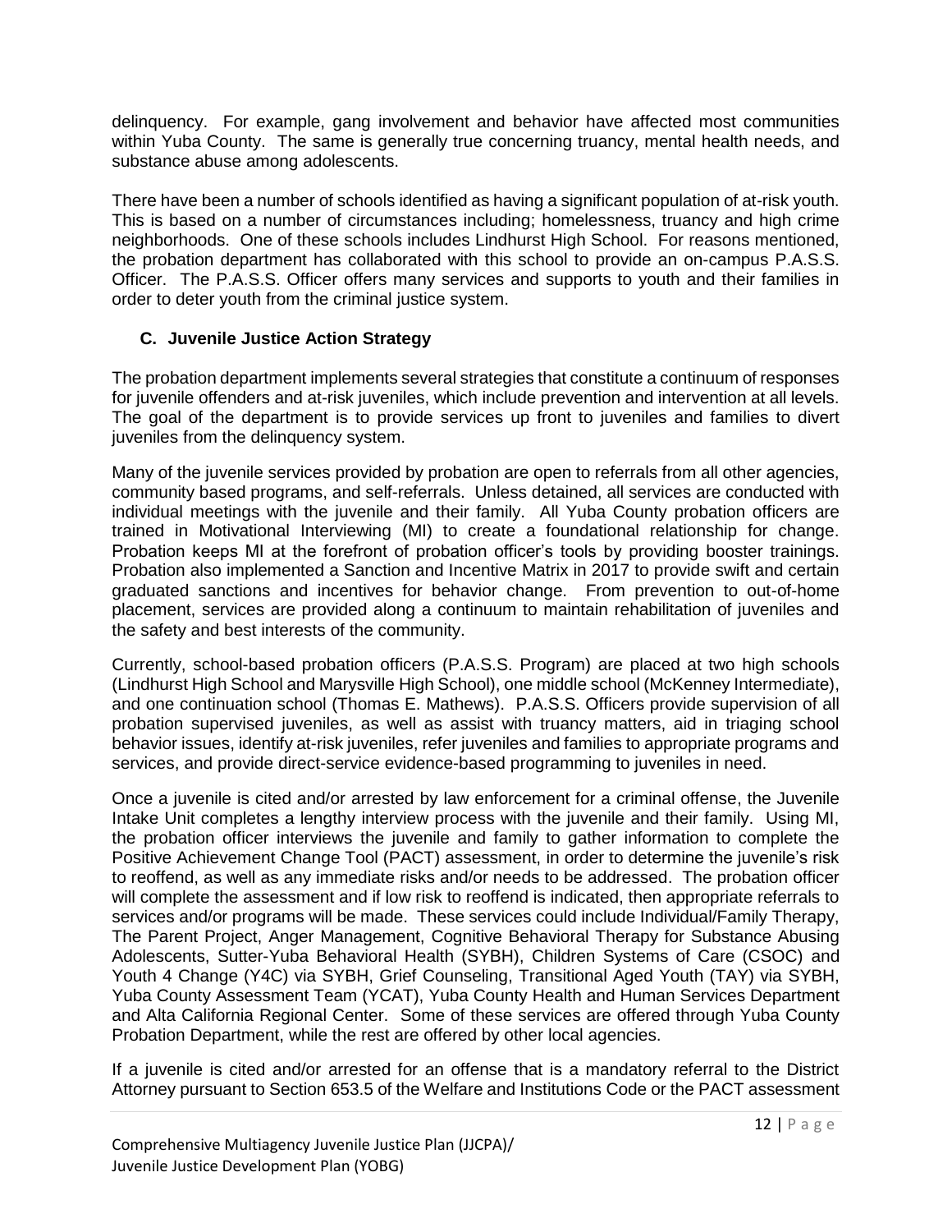delinquency. For example, gang involvement and behavior have affected most communities within Yuba County. The same is generally true concerning truancy, mental health needs, and substance abuse among adolescents.

There have been a number of schools identified as having a significant population of at-risk youth. This is based on a number of circumstances including; homelessness, truancy and high crime neighborhoods. One of these schools includes Lindhurst High School. For reasons mentioned, the probation department has collaborated with this school to provide an on-campus P.A.S.S. Officer. The P.A.S.S. Officer offers many services and supports to youth and their families in order to deter youth from the criminal justice system.

### C. Juvenile Justice Action Strategy

The probation department implements several strategies that constitute a continuum of responses for juvenile offenders and at-risk juveniles, which include prevention and intervention at all levels. The goal of the department is to provide services up front to juveniles and families to divert juveniles from the delinquency system.

Many of the juvenile services provided by probation are open to referrals from all other agencies, community based programs, and self-referrals. Unless detained, all services are conducted with individual meetings with the juvenile and their family. All Yuba County probation officers are trained in Motivational Interviewing (MI) to create a foundational relationship for change. Probation keeps MI at the forefront of probation officer's tools by providing booster trainings. Probation also implemented a Sanction and Incentive Matrix in 2017 to provide swift and certain graduated sanctions and incentives for behavior change. From prevention to out-of-home placement, services are provided along a continuum to maintain rehabilitation of juveniles and the safety and best interests of the community.

Currently, school-based probation officers (P.A.S.S. Program) are placed at two high schools (Lindhurst High School and Marysville High School), one middle school (McKenney Intermediate), and one continuation school (Thomas E. Mathews). P.A.S.S. Officers provide supervision of all probation supervised juveniles, as well as assist with truancy matters, aid in triaging school behavior issues, identify at-risk juveniles, refer juveniles and families to appropriate programs and services, and provide direct-service evidence-based programming to juveniles in need.

Once a juvenile is cited and/or arrested by law enforcement for a criminal offense, the Juvenile Intake Unit completes a lengthy interview process with the juvenile and their family. Using MI, the probation officer interviews the juvenile and family to gather information to complete the Positive Achievement Change Tool (PACT) assessment, in order to determine the juvenile's risk to reoffend, as well as any immediate risks and/or needs to be addressed. The probation officer will complete the assessment and if low risk to reoffend is indicated, then appropriate referrals to services and/or programs will be made. These services could include Individual/Family Therapy, The Parent Project, Anger Management, Cognitive Behavioral Therapy for Substance Abusing Adolescents, Sutter-Yuba Behavioral Health (SYBH), Children Systems of Care (CSOC) and Youth 4 Change (Y4C) via SYBH, Grief Counseling, Transitional Aged Youth (TAY) via SYBH, Yuba County Assessment Team (YCAT), Yuba County Health and Human Services Department and Alta California Regional Center. Some of these services are offered through Yuba County Probation Department, while the rest are offered by other local agencies.

If a juvenile is cited and/or arrested for an offense that is a mandatory referral to the District Attorney pursuant to Section 653.5 of the Welfare and Institutions Code or the PACT assessment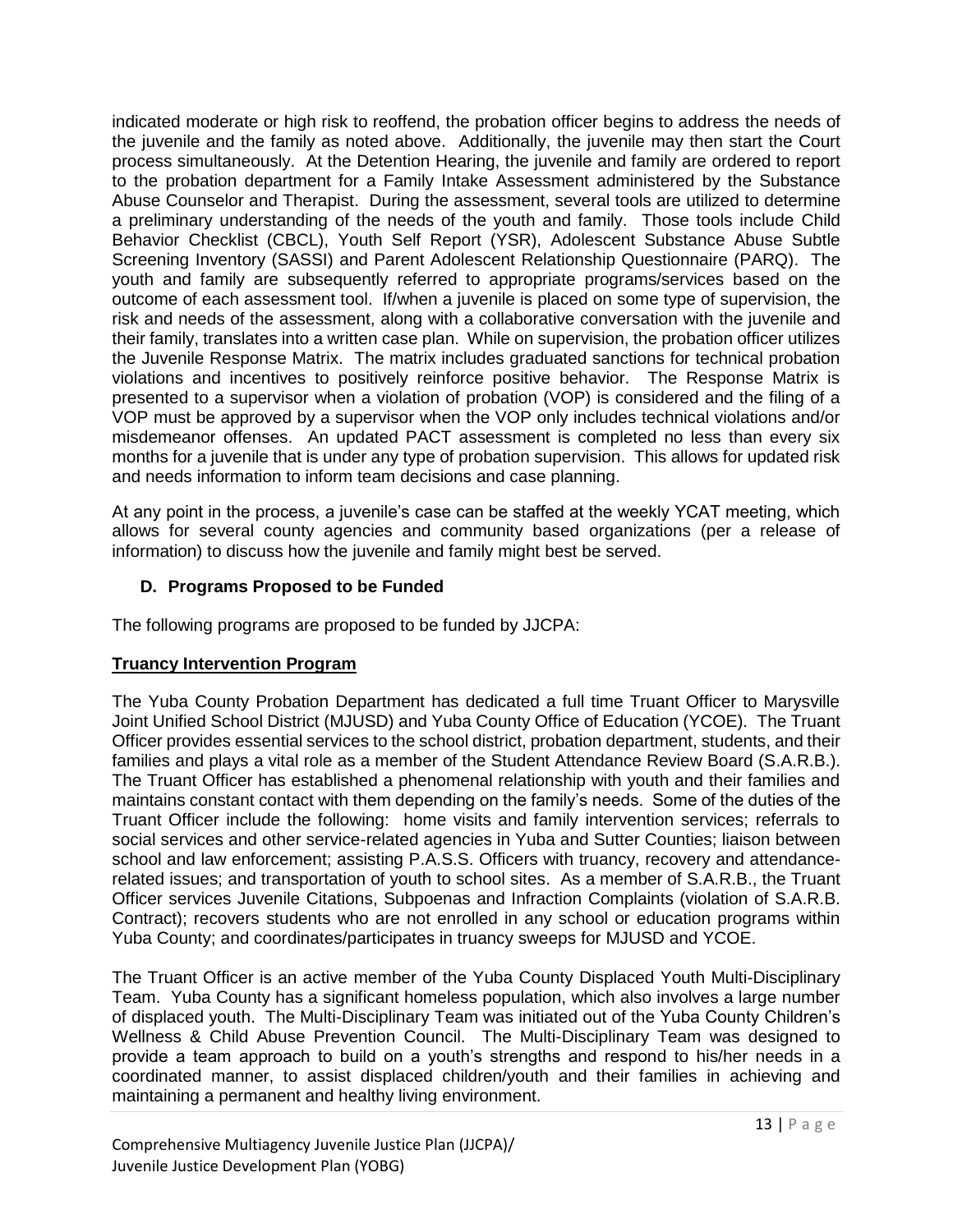indicated moderate or high risk to reoffend, the probation officer begins to address the needs of the juvenile and the family as noted above. Additionally, the juvenile may then start the Court process simultaneously. At the Detention Hearing, the juvenile and family are ordered to report to the probation department for a Family Intake Assessment administered by the Substance Abuse Counselor and Therapist. During the assessment, several tools are utilized to determine a preliminary understanding of the needs of the youth and family. Those tools include Child Behavior Checklist (CBCL), Youth Self Report (YSR), Adolescent Substance Abuse Subtle Screening Inventory (SASSI) and Parent Adolescent Relationship Questionnaire (PARQ). The youth and family are subsequently referred to appropriate programs/services based on the outcome of each assessment tool. If/when a juvenile is placed on some type of supervision, the risk and needs of the assessment, along with a collaborative conversation with the juvenile and their family, translates into a written case plan. While on supervision, the probation officer utilizes the Juvenile Response Matrix. The matrix includes graduated sanctions for technical probation violations and incentives to positively reinforce positive behavior. The Response Matrix is presented to a supervisor when a violation of probation (VOP) is considered and the filing of a VOP must be approved by a supervisor when the VOP only includes technical violations and/or misdemeanor offenses. An updated PACT assessment is completed no less than every six months for a juvenile that is under any type of probation supervision. This allows for updated risk and needs information to inform team decisions and case planning.

At any point in the process, a juvenile's case can be staffed at the weekly YCAT meeting, which allows for several county agencies and community based organizations (per a release of information) to discuss how the juvenile and family might best be served.

### D. Programs Proposed to be Funded

The following programs are proposed to be funded by JJCPA:

**Truancy Intervention Program**

The Yuba County Probation Department has dedicated a full time Truant Officer to Marysville Joint Unified School District (MJUSD) and Yuba County Office of Education (YCOE). The Truant Officer provides essential services to the school district, probation department, students, and their families and plays a vital role as a member of the Student Attendance Review Board (S.A.R.B.). The Truant Officer has established a phenomenal relationship with youth and their families and maintains constant contact with them depending on the family's needs. Some of the duties of the Truant Officer include the following: home visits and family intervention services; referrals to social services and other service-related agencies in Yuba and Sutter Counties; liaison between school and law enforcement; assisting P.A.S.S. Officers with truancy, recovery and attendance-related issues; and transportation of youth to school sites. As a member of S.A.R.B., the Truant Officer services Juvenile Citations, Subpoenas and Infraction Complaints (violation of S.A.R.B. Contract); recovers students who are not enrolled in any school or education programs within Yuba County; and coordinates/participates in truancy sweeps for MJUSD and YCOE.

The Truant Officer is an active member of the Yuba County Displaced Youth Multi-Disciplinary Team. Yuba County has a significant homeless population, which also involves a large number of displaced youth. The Multi-Disciplinary Team was initiated out of the Yuba County Children's Wellness & Child Abuse Prevention Council. The Multi-Disciplinary Team was designed to provide a team approach to build on a youth's strengths and respond to his/her needs in a coordinated manner, to assist displaced children/youth and their families in achieving and maintaining a permanent and healthy living environment.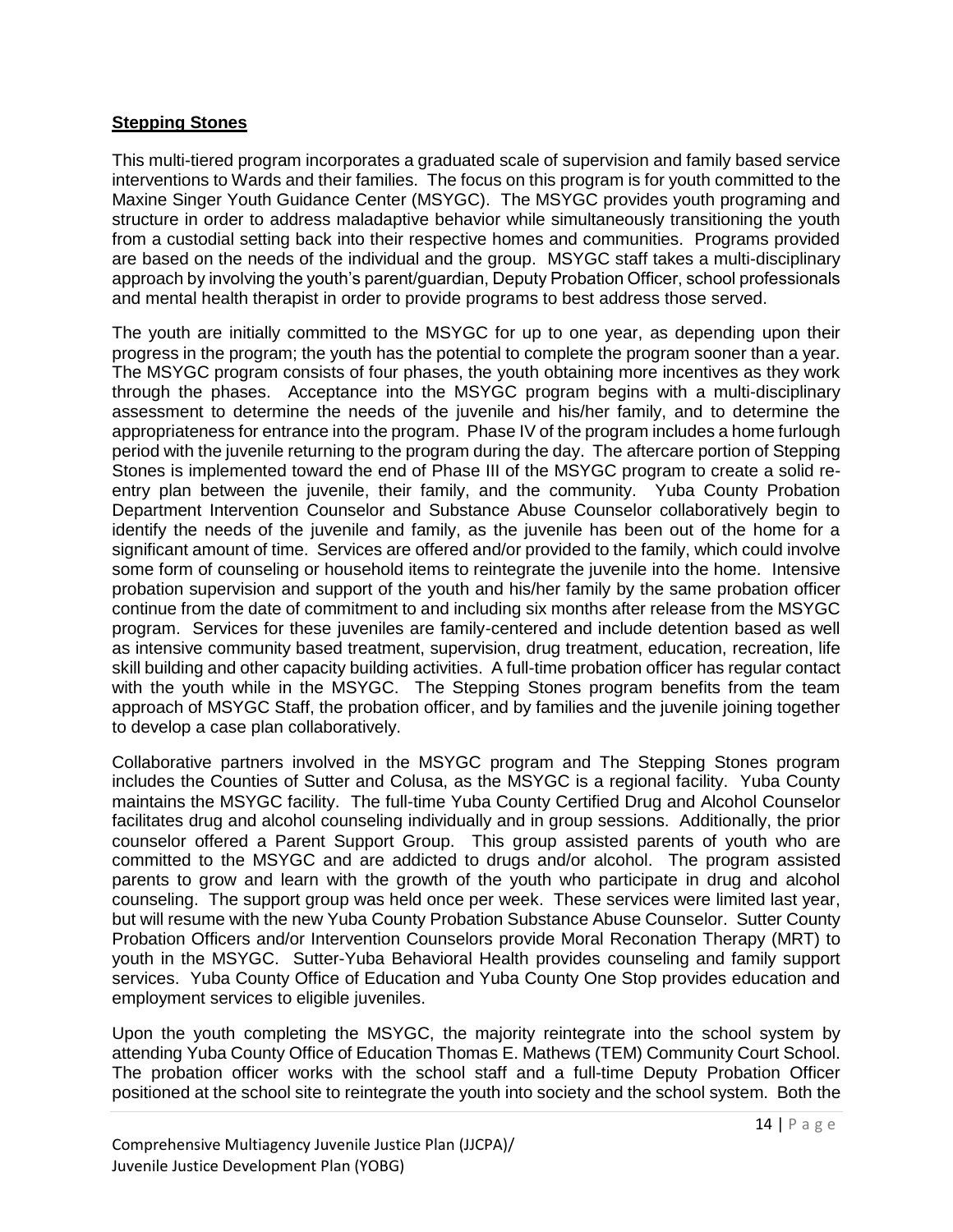## **Stepping Stones**

This multi-tiered program incorporates a graduated scale of supervision and family based service interventions to Wards and their families. The focus on this program is for youth committed to the Maxine Singer Youth Guidance Center (MSYGC). The MSYGC provides youth programing and structure in order to address maladaptive behavior while simultaneously transitioning the youth from a custodial setting back into their respective homes and communities. Programs provided are based on the needs of the individual and the group. MSYGC staff takes a multi-disciplinary approach by involving the youth's parent/guardian, Deputy Probation Officer, school professionals and mental health therapist in order to provide programs to best address those served.

The youth are initially committed to the MSYGC for up to one year, as depending upon their progress in the program; the youth has the potential to complete the program sooner than a year. The MSYGC program consists of four phases, the youth obtaining more incentives as they work through the phases. Acceptance into the MSYGC program begins with a multi-disciplinary assessment to determine the needs of the juvenile and his/her family, and to determine the appropriateness for entrance into the program. Phase IV of the program includes a home furlough period with the juvenile returning to the program during the day. The aftercare portion of Stepping Stones is implemented toward the end of Phase III of the MSYGC program to create a solid re-entry plan between the juvenile, their family, and the community. Yuba County Probation Department Intervention Counselor and Substance Abuse Counselor collaboratively begin to identify the needs of the juvenile and family, as the juvenile has been out of the home for a significant amount of time. Services are offered and/or provided to the family, which could involve some form of counseling or household items to reintegrate the juvenile into the home. Intensive probation supervision and support of the youth and his/her family by the same probation officer continue from the date of commitment to and including six months after release from the MSYGC program. Services for these juveniles are family-centered and include detention based as well as intensive community based treatment, supervision, drug treatment, education, recreation, life skill building and other capacity building activities. A full-time probation officer has regular contact with the youth while in the MSYGC. The Stepping Stones program benefits from the team approach of MSYGC Staff, the probation officer, and by families and the juvenile joining together to develop a case plan collaboratively.

Collaborative partners involved in the MSYGC program and The Stepping Stones program includes the Counties of Sutter and Colusa, as the MSYGC is a regional facility. Yuba County maintains the MSYGC facility. The full-time Yuba County Certified Drug and Alcohol Counselor facilitates drug and alcohol counseling individually and in group sessions. Additionally, the prior counselor offered a Parent Support Group. This group assisted parents of youth who are committed to the MSYGC and are addicted to drugs and/or alcohol. The program assisted parents to grow and learn with the growth of the youth who participate in drug and alcohol counseling. The support group was held once per week. These services were limited last year, but will resume with the new Yuba County Probation Substance Abuse Counselor. Sutter County Probation Officers and/or Intervention Counselors provide Moral Reconation Therapy (MRT) to youth in the MSYGC. Sutter-Yuba Behavioral Health provides counseling and family support services. Yuba County Office of Education and Yuba County One Stop provides education and employment services to eligible juveniles.

Upon the youth completing the MSYGC, the majority reintegrate into the school system by attending Yuba County Office of Education Thomas E. Mathews (TEM) Community Court School. The probation officer works with the school staff and a full-time Deputy Probation Officer positioned at the school site to reintegrate the youth into society and the school system. Both the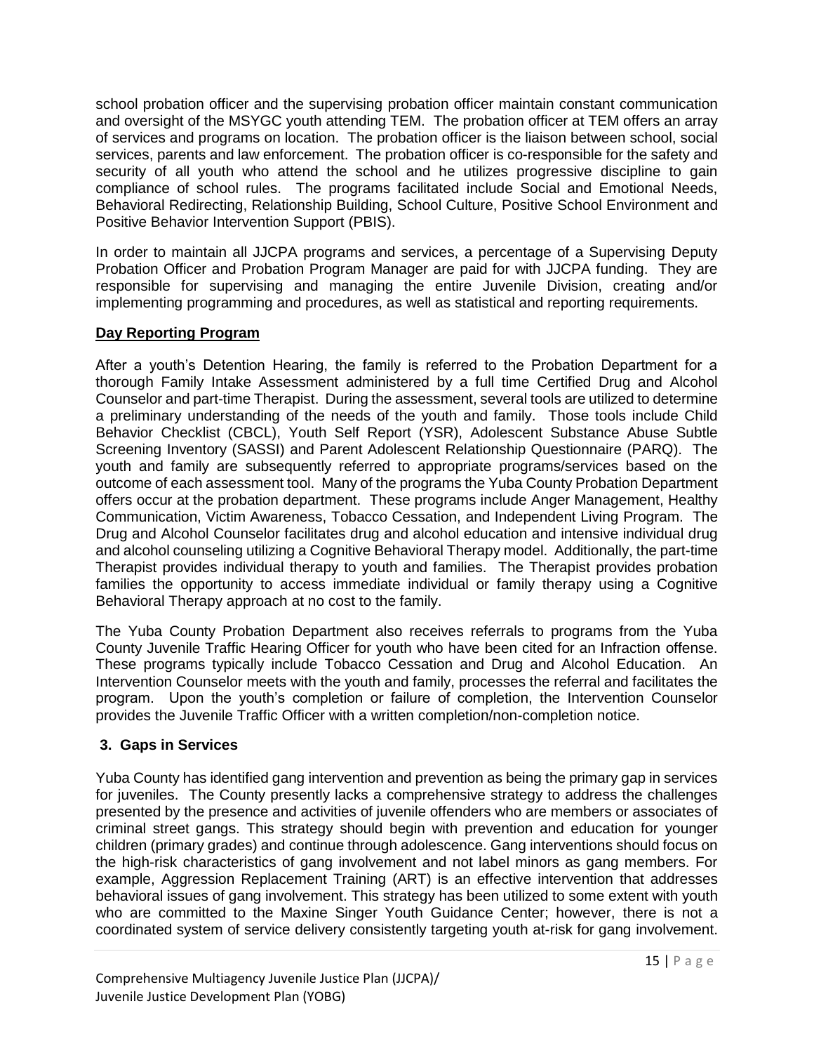school probation officer and the supervising probation officer maintain constant communication and oversight of the MSYGC youth attending TEM. The probation officer at TEM offers an array of services and programs on location. The probation officer is the liaison between school, social services, parents and law enforcement. The probation officer is co-responsible for the safety and security of all youth who attend the school and he utilizes progressive discipline to gain compliance of school rules. The programs facilitated include Social and Emotional Needs, Behavioral Redirecting, Relationship Building, School Culture, Positive School Environment and Positive Behavior Intervention Support (PBIS).

In order to maintain all JJCPA programs and services, a percentage of a Supervising Deputy Probation Officer and Probation Program Manager are paid for with JJCPA funding. They are responsible for supervising and managing the entire Juvenile Division, creating and/or implementing programming and procedures, as well as statistical and reporting requirements.

**Day Reporting Program**

After a youth's Detention Hearing, the family is referred to the Probation Department for a thorough Family Intake Assessment administered by a full time Certified Drug and Alcohol Counselor and part-time Therapist. During the assessment, several tools are utilized to determine a preliminary understanding of the needs of the youth and family. Those tools include Child Behavior Checklist (CBCL), Youth Self Report (YSR), Adolescent Substance Abuse Subtle Screening Inventory (SASSI) and Parent Adolescent Relationship Questionnaire (PARQ). The youth and family are subsequently referred to appropriate programs/services based on the outcome of each assessment tool. Many of the programs the Yuba County Probation Department offers occur at the probation department. These programs include Anger Management, Healthy Communication, Victim Awareness, Tobacco Cessation, and Independent Living Program. The Drug and Alcohol Counselor facilitates drug and alcohol education and intensive individual drug and alcohol counseling utilizing a Cognitive Behavioral Therapy model. Additionally, the part-time Therapist provides individual therapy to youth and families. The Therapist provides probation families the opportunity to access immediate individual or family therapy using a Cognitive Behavioral Therapy approach at no cost to the family.

The Yuba County Probation Department also receives referrals to programs from the Yuba County Juvenile Traffic Hearing Officer for youth who have been cited for an Infraction offense. These programs typically include Tobacco Cessation and Drug and Alcohol Education. An Intervention Counselor meets with the youth and family, processes the referral and facilitates the program. Upon the youth's completion or failure of completion, the Intervention Counselor provides the Juvenile Traffic Officer with a written completion/non-completion notice.

### 3. Gaps in Services

Yuba County has identified gang intervention and prevention as being the primary gap in services for juveniles. The County presently lacks a comprehensive strategy to address the challenges presented by the presence and activities of juvenile offenders who are members or associates of criminal street gangs. This strategy should begin with prevention and education for younger children (primary grades) and continue through adolescence. Gang interventions should focus on the high-risk characteristics of gang involvement and not label minors as gang members. For example, Aggression Replacement Training (ART) is an effective intervention that addresses behavioral issues of gang involvement. This strategy has been utilized to some extent with youth who are committed to the Maxine Singer Youth Guidance Center; however, there is not a coordinated system of service delivery consistently targeting youth at-risk for gang involvement.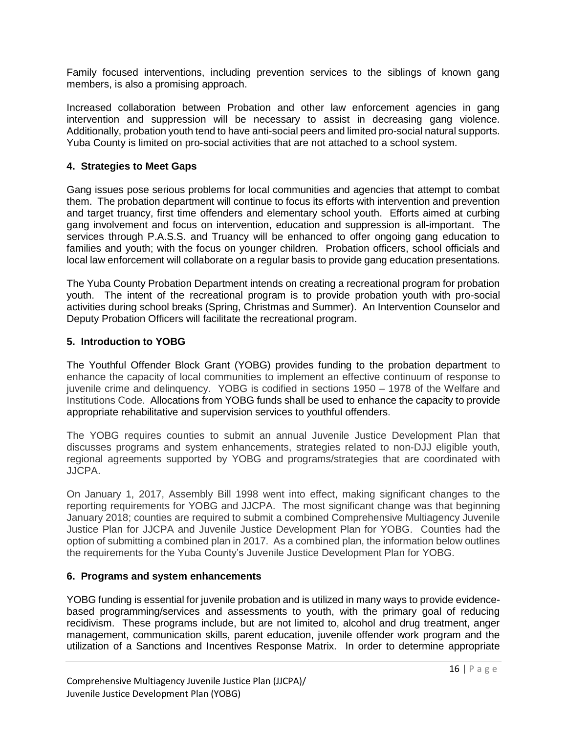Family focused interventions, including prevention services to the siblings of known gang members, is also a promising approach.

Increased collaboration between Probation and other law enforcement agencies in gang intervention and suppression will be necessary to assist in decreasing gang violence. Additionally, probation youth tend to have anti-social peers and limited pro-social natural supports. Yuba County is limited on pro-social activities that are not attached to a school system.

### 4. Strategies to Meet Gaps

Gang issues pose serious problems for local communities and agencies that attempt to combat them. The probation department will continue to focus its efforts with intervention and prevention and target truancy, first time offenders and elementary school youth. Efforts aimed at curbing gang involvement and focus on intervention, education and suppression is all-important. The services through P.A.S.S. and Truancy will be enhanced to offer ongoing gang education to families and youth; with the focus on younger children. Probation officers, school officials and local law enforcement will collaborate on a regular basis to provide gang education presentations.

The Yuba County Probation Department intends on creating a recreational program for probation youth. The intent of the recreational program is to provide probation youth with pro-social activities during school breaks (Spring, Christmas and Summer). An Intervention Counselor and Deputy Probation Officers will facilitate the recreational program.

### 5. Introduction to YOBG

The Youthful Offender Block Grant (YOBG) provides funding to the probation department to enhance the capacity of local communities to implement an effective continuum of response to juvenile crime and delinquency. YOBG is codified in sections 1950 – 1978 of the Welfare and Institutions Code. Allocations from YOBG funds shall be used to enhance the capacity to provide appropriate rehabilitative and supervision services to youthful offenders.

The YOBG requires counties to submit an annual Juvenile Justice Development Plan that discusses programs and system enhancements, strategies related to non-DJJ eligible youth, regional agreements supported by YOBG and programs/strategies that are coordinated with JJCPA.

On January 1, 2017, Assembly Bill 1998 went into effect, making significant changes to the reporting requirements for YOBG and JJCPA. The most significant change was that beginning January 2018; counties are required to submit a combined Comprehensive Multiagency Juvenile Justice Plan for JJCPA and Juvenile Justice Development Plan for YOBG. Counties had the option of submitting a combined plan in 2017. As a combined plan, the information below outlines the requirements for the Yuba County's Juvenile Justice Development Plan for YOBG.

### 6. Programs and system enhancements

YOBG funding is essential for juvenile probation and is utilized in many ways to provide evidence-based programming/services and assessments to youth, with the primary goal of reducing recidivism. These programs include, but are not limited to, alcohol and drug treatment, anger management, communication skills, parent education, juvenile offender work program and the utilization of a Sanctions and Incentives Response Matrix. In order to determine appropriate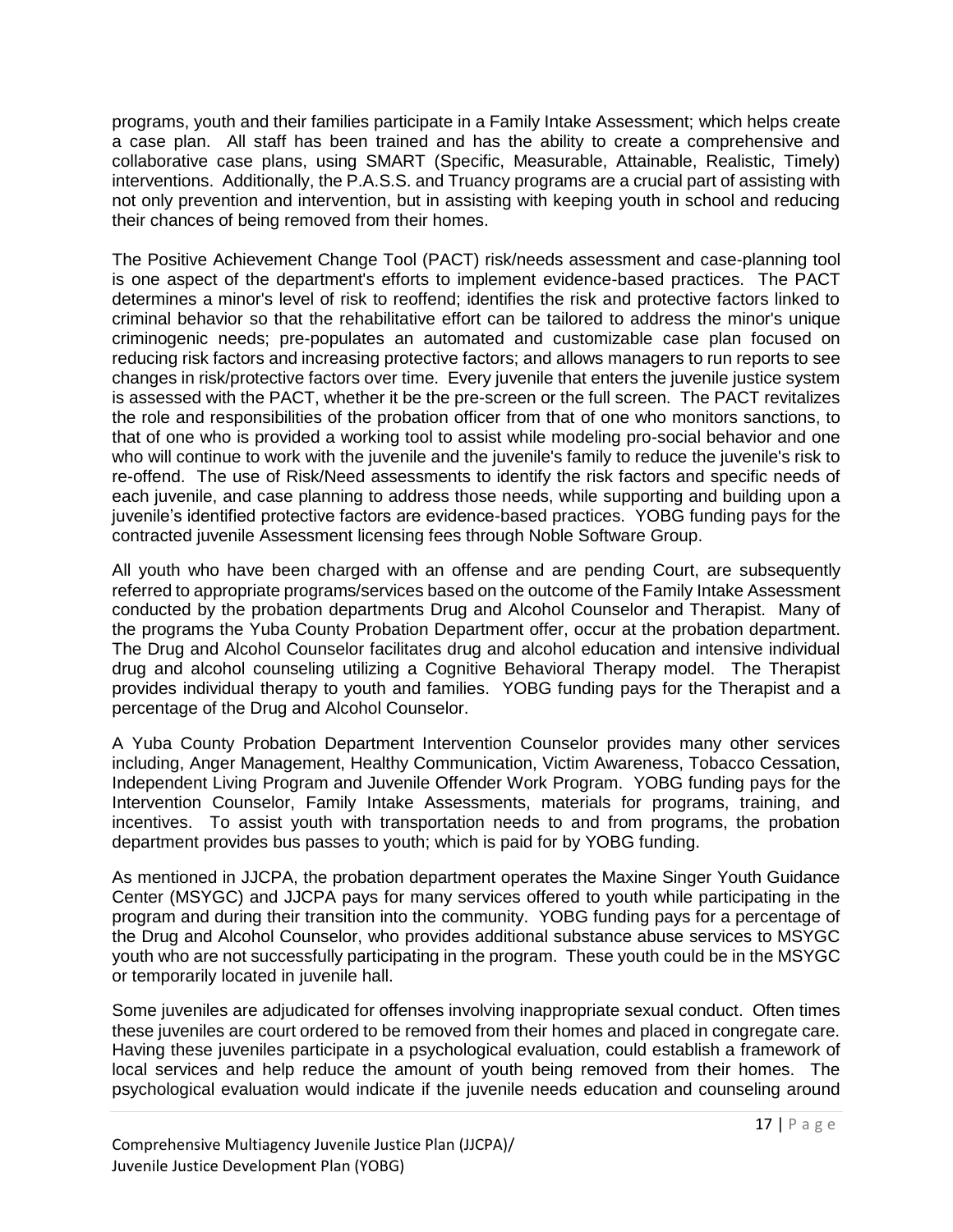programs, youth and their families participate in a Family Intake Assessment; which helps create a case plan. All staff has been trained and has the ability to create a comprehensive and collaborative case plans, using SMART (Specific, Measurable, Attainable, Realistic, Timely) interventions. Additionally, the P.A.S.S. and Truancy programs are a crucial part of assisting with not only prevention and intervention, but in assisting with keeping youth in school and reducing their chances of being removed from their homes.

The Positive Achievement Change Tool (PACT) risk/needs assessment and case-planning tool is one aspect of the department's efforts to implement evidence-based practices. The PACT determines a minor's level of risk to reoffend; identifies the risk and protective factors linked to criminal behavior so that the rehabilitative effort can be tailored to address the minor's unique criminogenic needs; pre-populates an automated and customizable case plan focused on reducing risk factors and increasing protective factors; and allows managers to run reports to see changes in risk/protective factors over time. Every juvenile that enters the juvenile justice system is assessed with the PACT, whether it be the pre-screen or the full screen. The PACT revitalizes the role and responsibilities of the probation officer from that of one who monitors sanctions, to that of one who is provided a working tool to assist while modeling pro-social behavior and one who will continue to work with the juvenile and the juvenile's family to reduce the juvenile's risk to re-offend. The use of Risk/Need assessments to identify the risk factors and specific needs of each juvenile, and case planning to address those needs, while supporting and building upon a juvenile's identified protective factors are evidence-based practices. YOBG funding pays for the contracted juvenile Assessment licensing fees through Noble Software Group.

All youth who have been charged with an offense and are pending Court, are subsequently referred to appropriate programs/services based on the outcome of the Family Intake Assessment conducted by the probation departments Drug and Alcohol Counselor and Therapist. Many of the programs the Yuba County Probation Department offer, occur at the probation department. The Drug and Alcohol Counselor facilitates drug and alcohol education and intensive individual drug and alcohol counseling utilizing a Cognitive Behavioral Therapy model. The Therapist provides individual therapy to youth and families. YOBG funding pays for the Therapist and a percentage of the Drug and Alcohol Counselor.

A Yuba County Probation Department Intervention Counselor provides many other services including, Anger Management, Healthy Communication, Victim Awareness, Tobacco Cessation, Independent Living Program and Juvenile Offender Work Program. YOBG funding pays for the Intervention Counselor, Family Intake Assessments, materials for programs, training, and incentives. To assist youth with transportation needs to and from programs, the probation department provides bus passes to youth; which is paid for by YOBG funding.

As mentioned in JJCPA, the probation department operates the Maxine Singer Youth Guidance Center (MSYGC) and JJCPA pays for many services offered to youth while participating in the program and during their transition into the community. YOBG funding pays for a percentage of the Drug and Alcohol Counselor, who provides additional substance abuse services to MSYGC youth who are not successfully participating in the program. These youth could be in the MSYGC or temporarily located in juvenile hall.

Some juveniles are adjudicated for offenses involving inappropriate sexual conduct. Often times these juveniles are court ordered to be removed from their homes and placed in congregate care. Having these juveniles participate in a psychological evaluation, could establish a framework of local services and help reduce the amount of youth being removed from their homes. The psychological evaluation would indicate if the juvenile needs education and counseling around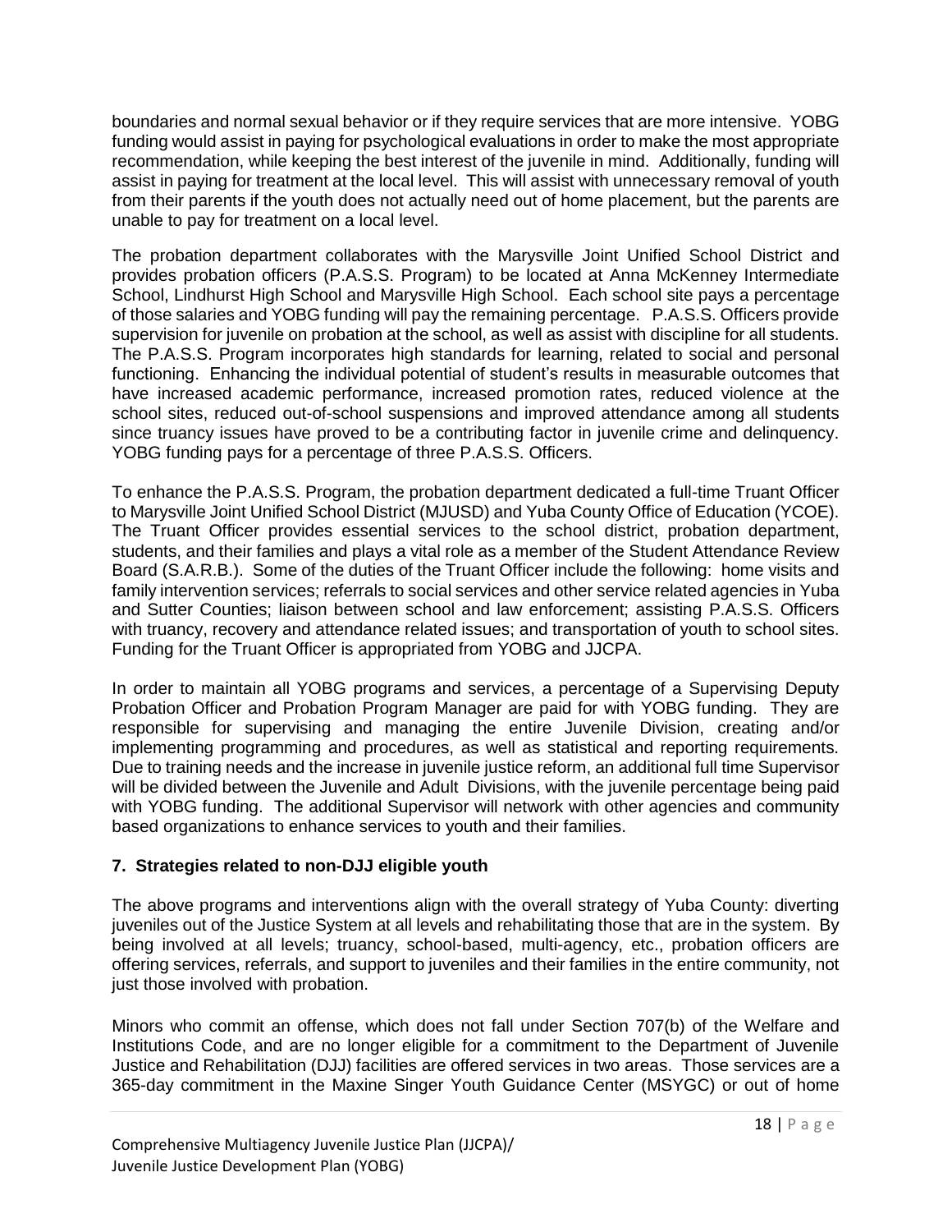boundaries and normal sexual behavior or if they require services that are more intensive. YOBG funding would assist in paying for psychological evaluations in order to make the most appropriate recommendation, while keeping the best interest of the juvenile in mind. Additionally, funding will assist in paying for treatment at the local level. This will assist with unnecessary removal of youth from their parents if the youth does not actually need out of home placement, but the parents are unable to pay for treatment on a local level.

The probation department collaborates with the Marysville Joint Unified School District and provides probation officers (P.A.S.S. Program) to be located at Anna McKenney Intermediate School, Lindhurst High School and Marysville High School. Each school site pays a percentage of those salaries and YOBG funding will pay the remaining percentage. P.A.S.S. Officers provide supervision for juvenile on probation at the school, as well as assist with discipline for all students. The P.A.S.S. Program incorporates high standards for learning, related to social and personal functioning. Enhancing the individual potential of student's results in measurable outcomes that have increased academic performance, increased promotion rates, reduced violence at the school sites, reduced out-of-school suspensions and improved attendance among all students since truancy issues have proved to be a contributing factor in juvenile crime and delinquency. YOBG funding pays for a percentage of three P.A.S.S. Officers.

To enhance the P.A.S.S. Program, the probation department dedicated a full-time Truant Officer to Marysville Joint Unified School District (MJUSD) and Yuba County Office of Education (YCOE). The Truant Officer provides essential services to the school district, probation department, students, and their families and plays a vital role as a member of the Student Attendance Review Board (S.A.R.B.). Some of the duties of the Truant Officer include the following: home visits and family intervention services; referrals to social services and other service related agencies in Yuba and Sutter Counties; liaison between school and law enforcement; assisting P.A.S.S. Officers with truancy, recovery and attendance related issues; and transportation of youth to school sites. Funding for the Truant Officer is appropriated from YOBG and JJCPA.

In order to maintain all YOBG programs and services, a percentage of a Supervising Deputy Probation Officer and Probation Program Manager are paid for with YOBG funding. They are responsible for supervising and managing the entire Juvenile Division, creating and/or implementing programming and procedures, as well as statistical and reporting requirements. Due to training needs and the increase in juvenile justice reform, an additional full time Supervisor will be divided between the Juvenile and Adult Divisions, with the juvenile percentage being paid with YOBG funding. The additional Supervisor will network with other agencies and community based organizations to enhance services to youth and their families.

### 7. Strategies related to non-DJJ eligible youth

The above programs and interventions align with the overall strategy of Yuba County: diverting juveniles out of the Justice System at all levels and rehabilitating those that are in the system. By being involved at all levels; truancy, school-based, multi-agency, etc., probation officers are offering services, referrals, and support to juveniles and their families in the entire community, not just those involved with probation.

Minors who commit an offense, which does not fall under Section 707(b) of the Welfare and Institutions Code, and are no longer eligible for a commitment to the Department of Juvenile Justice and Rehabilitation (DJJ) facilities are offered services in two areas. Those services are a 365-day commitment in the Maxine Singer Youth Guidance Center (MSYGC) or out of home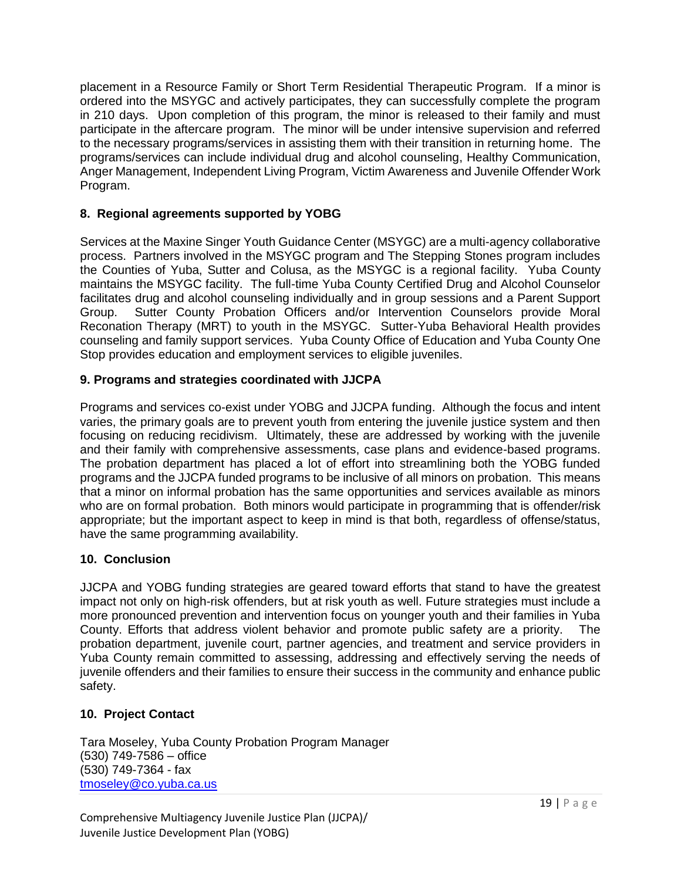placement in a Resource Family or Short Term Residential Therapeutic Program. If a minor is ordered into the MSYGC and actively participates, they can successfully complete the program in 210 days. Upon completion of this program, the minor is released to their family and must participate in the aftercare program. The minor will be under intensive supervision and referred to the necessary programs/services in assisting them with their transition in returning home. The programs/services can include individual drug and alcohol counseling, Healthy Communication, Anger Management, Independent Living Program, Victim Awareness and Juvenile Offender Work Program.

**8. Regional agreements supported by YOBG**

Services at the Maxine Singer Youth Guidance Center (MSYGC) are a multi-agency collaborative process. Partners involved in the MSYGC program and The Stepping Stones program includes the Counties of Yuba, Sutter and Colusa, as the MSYGC is a regional facility. Yuba County maintains the MSYGC facility. The full-time Yuba County Certified Drug and Alcohol Counselor facilitates drug and alcohol counseling individually and in group sessions and a Parent Support Group. Sutter County Probation Officers and/or Intervention Counselors provide Moral Reconation Therapy (MRT) to youth in the MSYGC. Sutter-Yuba Behavioral Health provides counseling and family support services. Yuba County Office of Education and Yuba County One Stop provides education and employment services to eligible juveniles.

**9. Programs and strategies coordinated with JJCPA**

Programs and services co-exist under YOBG and JJCPA funding. Although the focus and intent varies, the primary goals are to prevent youth from entering the juvenile justice system and then focusing on reducing recidivism. Ultimately, these are addressed by working with the juvenile and their family with comprehensive assessments, case plans and evidence-based programs. The probation department has placed a lot of effort into streamlining both the YOBG funded programs and the JJCPA funded programs to be inclusive of all minors on probation. This means that a minor on informal probation has the same opportunities and services available as minors who are on formal probation. Both minors would participate in programming that is offender/risk appropriate; but the important aspect to keep in mind is that both, regardless of offense/status, have the same programming availability.

**10. Conclusion**

JJCPA and YOBG funding strategies are geared toward efforts that stand to have the greatest impact not only on high-risk offenders, but at risk youth as well. Future strategies must include a more pronounced prevention and intervention focus on younger youth and their families in Yuba County. Efforts that address violent behavior and promote public safety are a priority. The probation department, juvenile court, partner agencies, and treatment and service providers in Yuba County remain committed to assessing, addressing and effectively serving the needs of juvenile offenders and their families to ensure their success in the community and enhance public safety.

**10. Project Contact**

Tara Moseley, Yuba County Probation Program Manager
(530) 749-7586 – office
(530) 749-7364 - fax
tmoseley@co.yuba.ca.us